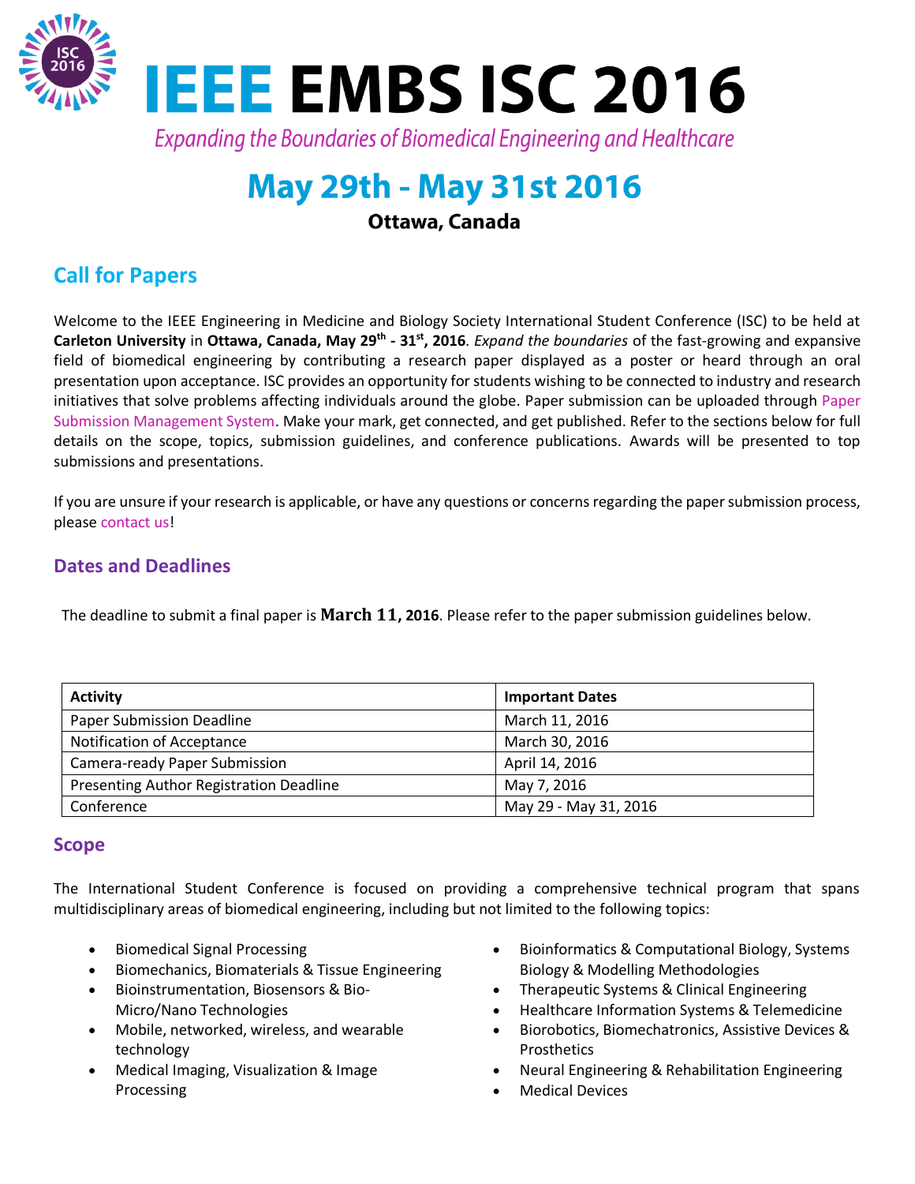# IEEE EMBS ISC 2016

*Expanding the Boundaries of Biomedical Engineering and Healthcare*

## May 29th - May 31st 2016

**Ottawa, Canada**

## Call for Papers

Welcome to the IEEE Engineering in Medicine and Biology Society International Student Conference (ISC) to be held at **Carleton University** in **Ottawa, Canada, May 29th - 31st, 2016**. *Expand the boundaries* of the fast-growing and expansive field of biomedical engineering by contributing a research paper displayed as a poster or heard through an oral presentation upon acceptance. ISC provides an opportunity for students wishing to be connected to industry and research initiatives that solve problems affecting individuals around the globe. Paper submission can be uploaded through Paper Submission Management System. Make your mark, get connected, and get published. Refer to the sections below for full details on the scope, topics, submission guidelines, and conference publications. Awards will be presented to top submissions and presentations.

If you are unsure if your research is applicable, or have any questions or concerns regarding the paper submission process, please contact us!

### Dates and Deadlines

The deadline to submit a final paper is **March 11, 2016**. Please refer to the paper submission guidelines below.

| Activity | Important Dates |
|---|---|
| Paper Submission Deadline | March 11, 2016 |
| Notification of Acceptance | March 30, 2016 |
| Camera-ready Paper Submission | April 14, 2016 |
| Presenting Author Registration Deadline | May 7, 2016 |
| Conference | May 29 - May 31, 2016 |

### Scope

The International Student Conference is focused on providing a comprehensive technical program that spans multidisciplinary areas of biomedical engineering, including but not limited to the following topics:

- Biomedical Signal Processing
- Biomechanics, Biomaterials & Tissue Engineering
- Bioinstrumentation, Biosensors & Bio-Micro/Nano Technologies
- Mobile, networked, wireless, and wearable technology
- Medical Imaging, Visualization & Image Processing
- Bioinformatics & Computational Biology, Systems Biology & Modelling Methodologies
- Therapeutic Systems & Clinical Engineering
- Healthcare Information Systems & Telemedicine
- Biorobotics, Biomechatronics, Assistive Devices & Prosthetics
- Neural Engineering & Rehabilitation Engineering
- Medical Devices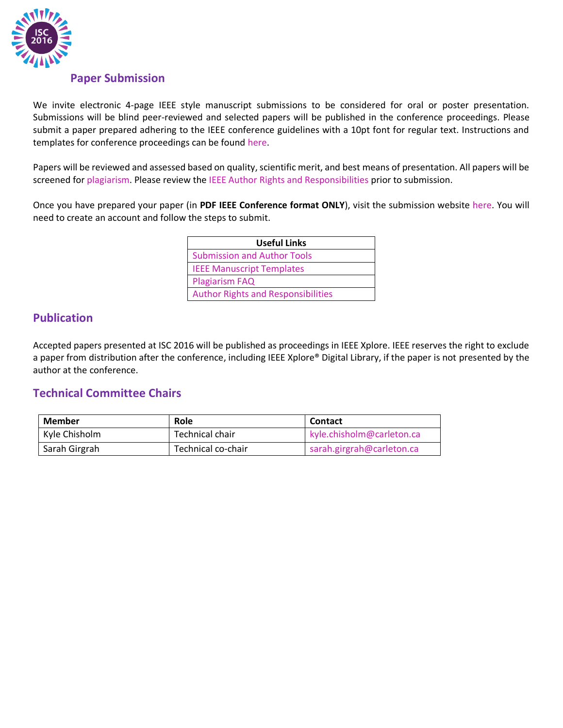## Paper Submission

We invite electronic 4-page IEEE style manuscript submissions to be considered for oral or poster presentation. Submissions will be blind peer-reviewed and selected papers will be published in the conference proceedings. Please submit a paper prepared adhering to the IEEE conference guidelines with a 10pt font for regular text. Instructions and templates for conference proceedings can be found here.

Papers will be reviewed and assessed based on quality, scientific merit, and best means of presentation. All papers will be screened for plagiarism. Please review the IEEE Author Rights and Responsibilities prior to submission.

Once you have prepared your paper (in **PDF IEEE Conference format ONLY**), visit the submission website here. You will need to create an account and follow the steps to submit.

| Useful Links |
|---|
| Submission and Author Tools |
| IEEE Manuscript Templates |
| Plagiarism FAQ |
| Author Rights and Responsibilities |

## Publication

Accepted papers presented at ISC 2016 will be published as proceedings in IEEE Xplore. IEEE reserves the right to exclude a paper from distribution after the conference, including IEEE Xplore® Digital Library, if the paper is not presented by the author at the conference.

## Technical Committee Chairs

| Member | Role | Contact |
|---|---|---|
| Kyle Chisholm | Technical chair | kyle.chisholm@carleton.ca |
| Sarah Girgrah | Technical co-chair | sarah.girgrah@carleton.ca |